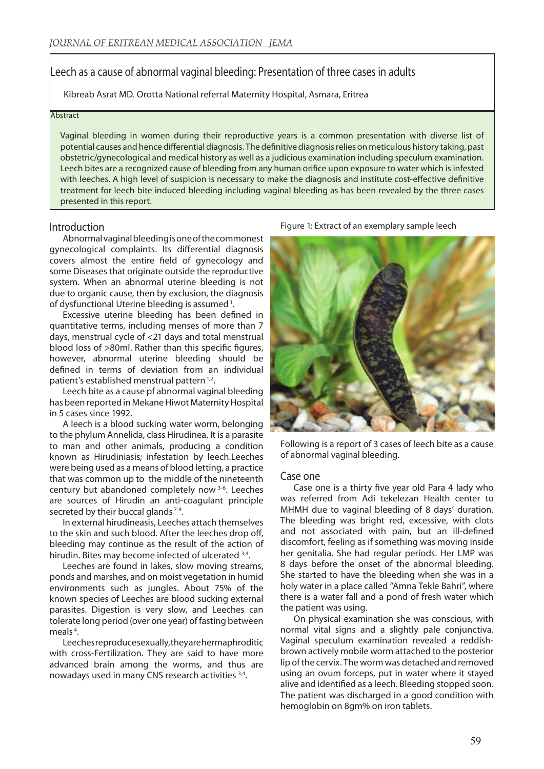# Leech as a cause of abnormal vaginal bleeding: Presentation of three cases in adults

Kibreab Asrat MD. Orotta National referral Maternity Hospital, Asmara, Eritrea

## Abstract

Vaginal bleeding in women during their reproductive years is a common presentation with diverse list of potential causes and hence differential diagnosis. The definitive diagnosis relies on meticulous history taking, past obstetric/gynecological and medical history as well as a judicious examination including speculum examination. Leech bites are a recognized cause of bleeding from any human orifice upon exposure to water which is infested with leeches. A high level of suspicion is necessary to make the diagnosis and institute cost-effective definitive treatment for leech bite induced bleeding including vaginal bleeding as has been revealed by the three cases presented in this report.

## Introduction

Abnormal vaginal bleeding is one of the commonest gynecological complaints. Its differential diagnosis covers almost the entire field of gynecology and some Diseases that originate outside the reproductive system. When an abnormal uterine bleeding is not due to organic cause, then by exclusion, the diagnosis of dysfunctional Uterine bleeding is assumed [1].

Excessive uterine bleeding has been defined in quantitative terms, including menses of more than 7 days, menstrual cycle of <21 days and total menstrual blood loss of >80ml. Rather than this specific figures, however, abnormal uterine bleeding should be defined in terms of deviation from an individual patient's established menstrual pattern [1,2].

Leech bite as a cause pf abnormal vaginal bleeding has been reported in Mekane Hiwot Maternity Hospital in 5 cases since 1992.

A leech is a blood sucking water worm, belonging to the phylum Annelida, class Hirudinea. It is a parasite to man and other animals, producing a condition known as Hirudiniasis; infestation by leech.Leeches were being used as a means of blood letting, a practice that was common up to the middle of the nineteenth century but abandoned completely now [3-6]. Leeches are sources of Hirudin an anti-coagulant principle secreted by their buccal glands [7-9].

In external hirudineasis, Leeches attach themselves to the skin and such blood. After the leeches drop off, bleeding may continue as the result of the action of hirudin. Bites may become infected of ulcerated [3,4].

Leeches are found in lakes, slow moving streams, ponds and marshes, and on moist vegetation in humid environments such as jungles. About 75% of the known species of Leeches are blood sucking external parasites. Digestion is very slow, and Leeches can tolerate long period (over one year) of fasting between meals [4].

Leeches reproduce sexually, they are hermaphroditic with cross-Fertilization. They are said to have more advanced brain among the worms, and thus are nowadays used in many CNS research activities [3,4].

Figure 1: Extract of an exemplary sample leech

Following is a report of 3 cases of leech bite as a cause of abnormal vaginal bleeding.

## Case one

Case one is a thirty five year old Para 4 lady who was referred from Adi tekelezan Health center to MHMH due to vaginal bleeding of 8 days' duration. The bleeding was bright red, excessive, with clots and not associated with pain, but an ill-defined discomfort, feeling as if something was moving inside her genitalia. She had regular periods. Her LMP was 8 days before the onset of the abnormal bleeding. She started to have the bleeding when she was in a holy water in a place called "Amna Tekle Bahri", where there is a water fall and a pond of fresh water which the patient was using.

On physical examination she was conscious, with normal vital signs and a slightly pale conjunctiva. Vaginal speculum examination revealed a reddish-brown actively mobile worm attached to the posterior lip of the cervix. The worm was detached and removed using an ovum forceps, put in water where it stayed alive and identified as a leech. Bleeding stopped soon. The patient was discharged in a good condition with hemoglobin on 8gm% on iron tablets.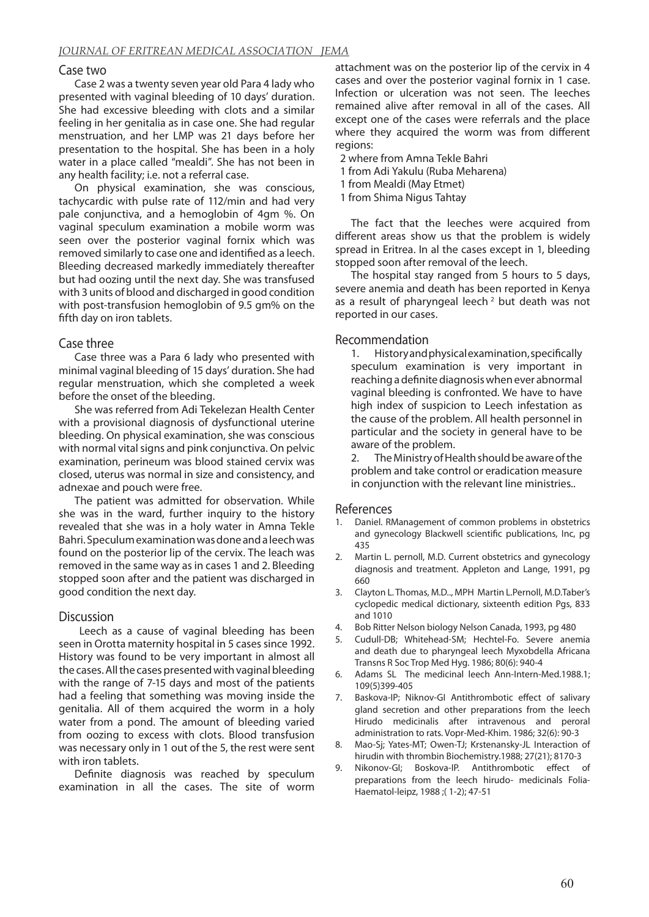## Case two

Case 2 was a twenty seven year old Para 4 lady who presented with vaginal bleeding of 10 days' duration. She had excessive bleeding with clots and a similar feeling in her genitalia as in case one. She had regular menstruation, and her LMP was 21 days before her presentation to the hospital. She has been in a holy water in a place called "mealdi". She has not been in any health facility; i.e. not a referral case.

On physical examination, she was conscious, tachycardic with pulse rate of 112/min and had very pale conjunctiva, and a hemoglobin of 4gm %. On vaginal speculum examination a mobile worm was seen over the posterior vaginal fornix which was removed similarly to case one and identified as a leech. Bleeding decreased markedly immediately thereafter but had oozing until the next day. She was transfused with 3 units of blood and discharged in good condition with post-transfusion hemoglobin of 9.5 gm% on the fifth day on iron tablets.

## Case three

Case three was a Para 6 lady who presented with minimal vaginal bleeding of 15 days' duration. She had regular menstruation, which she completed a week before the onset of the bleeding.

She was referred from Adi Tekelezan Health Center with a provisional diagnosis of dysfunctional uterine bleeding. On physical examination, she was conscious with normal vital signs and pink conjunctiva. On pelvic examination, perineum was blood stained cervix was closed, uterus was normal in size and consistency, and adnexae and pouch were free.

The patient was admitted for observation. While she was in the ward, further inquiry to the history revealed that she was in a holy water in Amna Tekle Bahri. Speculum examination was done and a leech was found on the posterior lip of the cervix. The leach was removed in the same way as in cases 1 and 2. Bleeding stopped soon after and the patient was discharged in good condition the next day.

## Discussion

Leech as a cause of vaginal bleeding has been seen in Orotta maternity hospital in 5 cases since 1992. History was found to be very important in almost all the cases. All the cases presented with vaginal bleeding with the range of 7-15 days and most of the patients had a feeling that something was moving inside the genitalia. All of them acquired the worm in a holy water from a pond. The amount of bleeding varied from oozing to excess with clots. Blood transfusion was necessary only in 1 out of the 5, the rest were sent with iron tablets.

Definite diagnosis was reached by speculum examination in all the cases. The site of worm attachment was on the posterior lip of the cervix in 4 cases and over the posterior vaginal fornix in 1 case. Infection or ulceration was not seen. The leeches remained alive after removal in all of the cases. All except one of the cases were referrals and the place where they acquired the worm was from different regions:

2 where from Amna Tekle Bahri
1 from Adi Yakulu (Ruba Meharena)
1 from Mealdi (May Etmet)
1 from Shima Nigus Tahtay

The fact that the leeches were acquired from different areas show us that the problem is widely spread in Eritrea. In al the cases except in 1, bleeding stopped soon after removal of the leech.

The hospital stay ranged from 5 hours to 5 days, severe anemia and death has been reported in Kenya as a result of pharyngeal leech [2] but death was not reported in our cases.

## Recommendation

1. History and physical examination, specifically speculum examination is very important in reaching a definite diagnosis when ever abnormal vaginal bleeding is confronted. We have to have high index of suspicion to Leech infestation as the cause of the problem. All health personnel in particular and the society in general have to be aware of the problem.
2. The Ministry of Health should be aware of the problem and take control or eradication measure in conjunction with the relevant line ministries..

## References

1. Daniel. RManagement of common problems in obstetrics and gynecology Blackwell scientific publications, Inc, pg 435
2. Martin L. pernoll, M.D. Current obstetrics and gynecology diagnosis and treatment. Appleton and Lange, 1991, pg 660
3. Clayton L. Thomas, M.D.., MPH Martin L.Pernoll, M.D.Taber's cyclopedic medical dictionary, sixteenth edition Pgs, 833 and 1010
4. Bob Ritter Nelson biology Nelson Canada, 1993, pg 480
5. Cudull-DB; Whitehead-SM; Hechtel-Fo. Severe anemia and death due to pharyngeal leech Myxobdella Africana Transns R Soc Trop Med Hyg. 1986; 80(6): 940-4
6. Adams SL The medicinal leech Ann-Intern-Med.1988.1; 109(5)399-405
7. Baskova-IP; Niknov-GI Antithrombotic effect of salivary gland secretion and other preparations from the leech Hirudo medicinalis after intravenous and peroral administration to rats. Vopr-Med-Khim. 1986; 32(6): 90-3
8. Mao-Sj; Yates-MT; Owen-TJ; Krstenansky-JL Interaction of hirudin with thrombin Biochemistry.1988; 27(21); 8170-3
9. Nikonov-GI; Boskova-IP. Antithrombotic effect of preparations from the leech hirudo- medicinals Folia-Haematol-leipz, 1988 ;( 1-2); 47-51